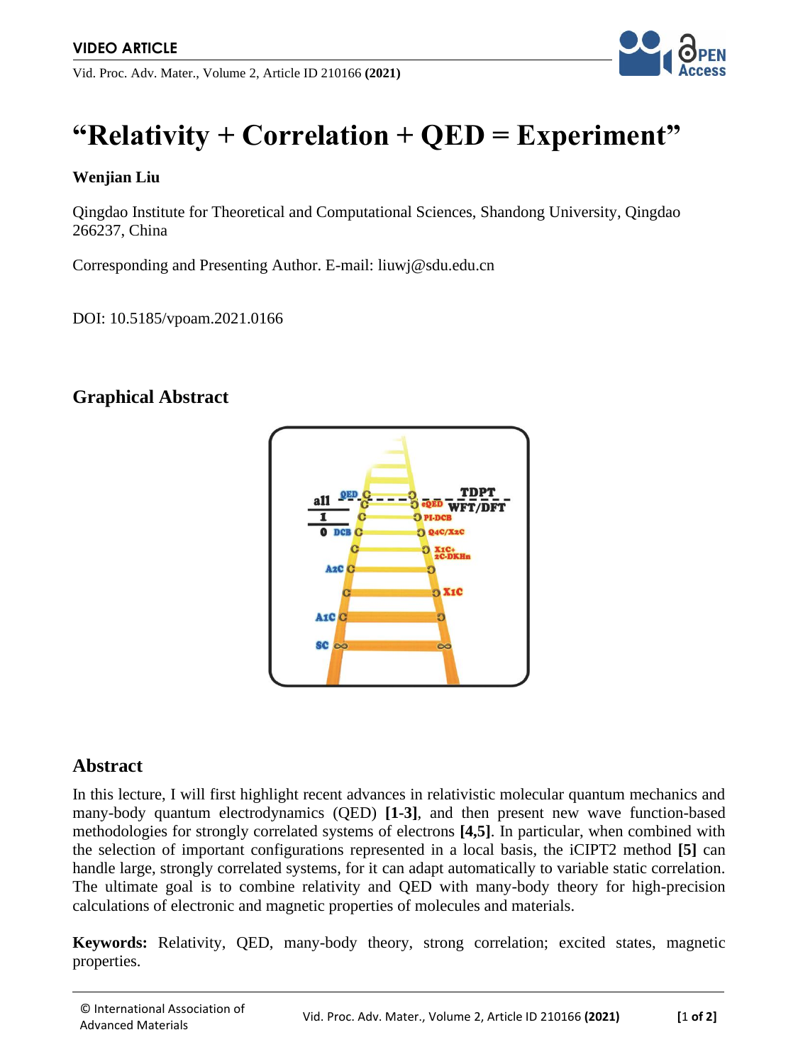VIDEO ARTICLE

# "Relativity + Correlation + QED = Experiment"

**Wenjian Liu**

Qingdao Institute for Theoretical and Computational Sciences, Shandong University, Qingdao 266237, China

Corresponding and Presenting Author. E-mail: liuwj@sdu.edu.cn

DOI: 10.5185/vpoam.2021.0166

## Graphical Abstract

## Abstract

In this lecture, I will first highlight recent advances in relativistic molecular quantum mechanics and many-body quantum electrodynamics (QED) **[1-3]**, and then present new wave function-based methodologies for strongly correlated systems of electrons **[4,5]**. In particular, when combined with the selection of important configurations represented in a local basis, the iCIPT2 method **[5]** can handle large, strongly correlated systems, for it can adapt automatically to variable static correlation. The ultimate goal is to combine relativity and QED with many-body theory for high-precision calculations of electronic and magnetic properties of molecules and materials.

**Keywords:** Relativity, QED, many-body theory, strong correlation; excited states, magnetic properties.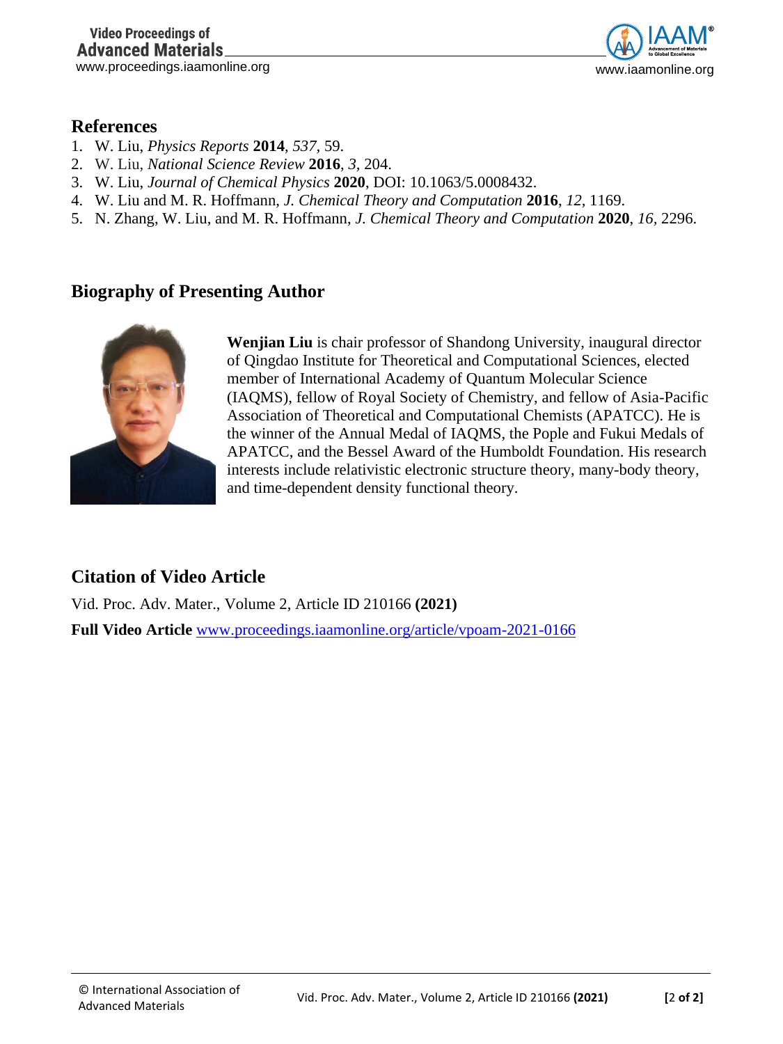## References

1. W. Liu, *Physics Reports* **2014**, *537*, 59.
2. W. Liu, *National Science Review* **2016**, *3*, 204.
3. W. Liu, *Journal of Chemical Physics* **2020**, DOI: 10.1063/5.0008432.
4. W. Liu and M. R. Hoffmann, *J. Chemical Theory and Computation* **2016**, *12*, 1169.
5. N. Zhang, W. Liu, and M. R. Hoffmann, *J. Chemical Theory and Computation* **2020**, *16*, 2296.

## Biography of Presenting Author

**Wenjian Liu** is chair professor of Shandong University, inaugural director of Qingdao Institute for Theoretical and Computational Sciences, elected member of International Academy of Quantum Molecular Science (IAQMS), fellow of Royal Society of Chemistry, and fellow of Asia-Pacific Association of Theoretical and Computational Chemists (APATCC). He is the winner of the Annual Medal of IAQMS, the Pople and Fukui Medals of APATCC, and the Bessel Award of the Humboldt Foundation. His research interests include relativistic electronic structure theory, many-body theory, and time-dependent density functional theory.

## Citation of Video Article

Vid. Proc. Adv. Mater., Volume 2, Article ID 210166 **(2021)**

**Full Video Article** www.proceedings.iaamonline.org/article/vpoam-2021-0166